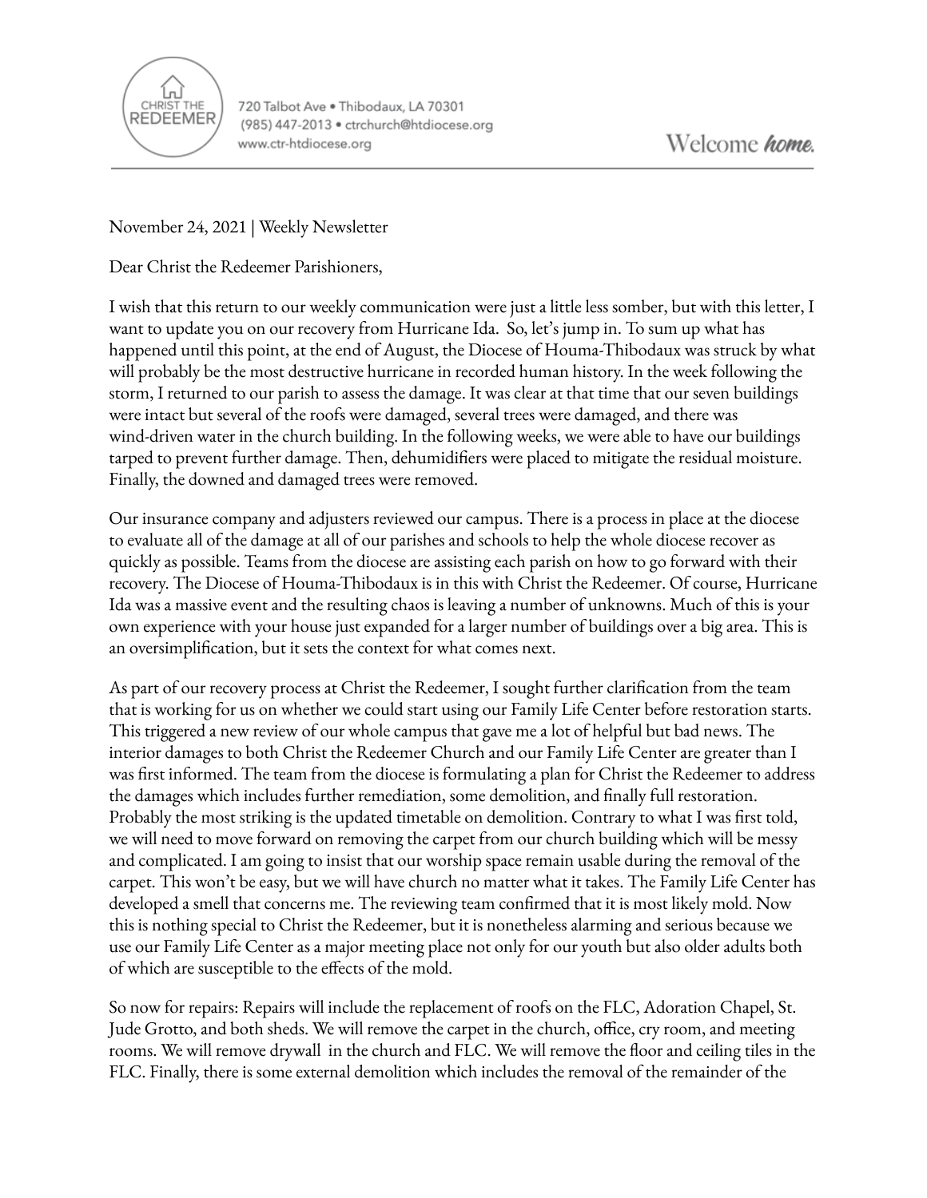CHRIST THE REDEEMER

720 Talbot Ave • Thibodaux, LA 70301
(985) 447-2013 • ctrchurch@htdiocese.org
www.ctr-htdiocese.org

Welcome *home.*

November 24, 2021 | Weekly Newsletter

Dear Christ the Redeemer Parishioners,

I wish that this return to our weekly communication were just a little less somber, but with this letter, I want to update you on our recovery from Hurricane Ida. So, let's jump in. To sum up what has happened until this point, at the end of August, the Diocese of Houma-Thibodaux was struck by what will probably be the most destructive hurricane in recorded human history. In the week following the storm, I returned to our parish to assess the damage. It was clear at that time that our seven buildings were intact but several of the roofs were damaged, several trees were damaged, and there was wind-driven water in the church building. In the following weeks, we were able to have our buildings tarped to prevent further damage. Then, dehumidifiers were placed to mitigate the residual moisture. Finally, the downed and damaged trees were removed.

Our insurance company and adjusters reviewed our campus. There is a process in place at the diocese to evaluate all of the damage at all of our parishes and schools to help the whole diocese recover as quickly as possible. Teams from the diocese are assisting each parish on how to go forward with their recovery. The Diocese of Houma-Thibodaux is in this with Christ the Redeemer. Of course, Hurricane Ida was a massive event and the resulting chaos is leaving a number of unknowns. Much of this is your own experience with your house just expanded for a larger number of buildings over a big area. This is an oversimplification, but it sets the context for what comes next.

As part of our recovery process at Christ the Redeemer, I sought further clarification from the team that is working for us on whether we could start using our Family Life Center before restoration starts. This triggered a new review of our whole campus that gave me a lot of helpful but bad news. The interior damages to both Christ the Redeemer Church and our Family Life Center are greater than I was first informed. The team from the diocese is formulating a plan for Christ the Redeemer to address the damages which includes further remediation, some demolition, and finally full restoration. Probably the most striking is the updated timetable on demolition. Contrary to what I was first told, we will need to move forward on removing the carpet from our church building which will be messy and complicated. I am going to insist that our worship space remain usable during the removal of the carpet. This won't be easy, but we will have church no matter what it takes. The Family Life Center has developed a smell that concerns me. The reviewing team confirmed that it is most likely mold. Now this is nothing special to Christ the Redeemer, but it is nonetheless alarming and serious because we use our Family Life Center as a major meeting place not only for our youth but also older adults both of which are susceptible to the effects of the mold.

So now for repairs: Repairs will include the replacement of roofs on the FLC, Adoration Chapel, St. Jude Grotto, and both sheds. We will remove the carpet in the church, office, cry room, and meeting rooms. We will remove drywall in the church and FLC. We will remove the floor and ceiling tiles in the FLC. Finally, there is some external demolition which includes the removal of the remainder of the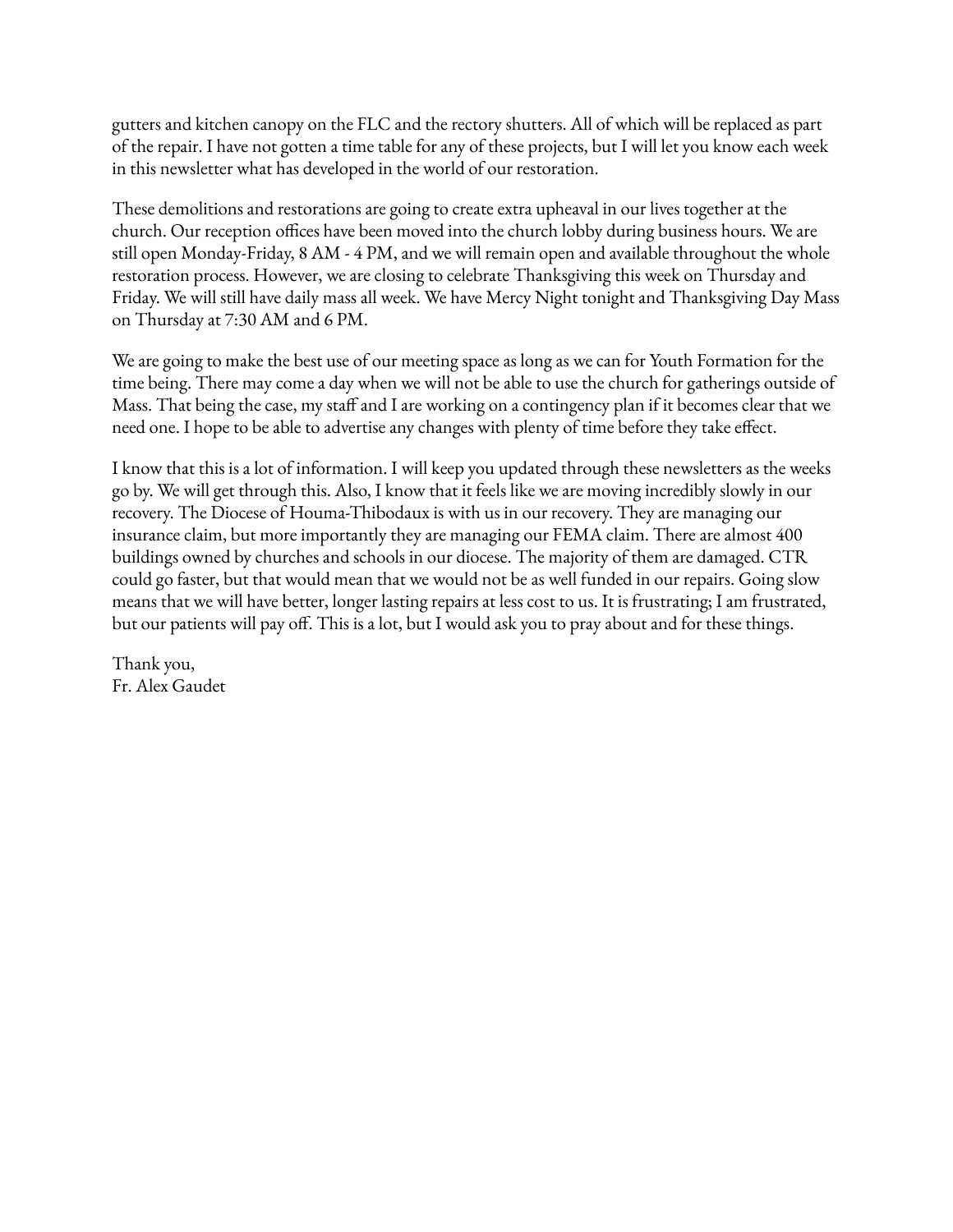gutters and kitchen canopy on the FLC and the rectory shutters. All of which will be replaced as part of the repair. I have not gotten a time table for any of these projects, but I will let you know each week in this newsletter what has developed in the world of our restoration.

These demolitions and restorations are going to create extra upheaval in our lives together at the church. Our reception offices have been moved into the church lobby during business hours. We are still open Monday-Friday, 8 AM - 4 PM, and we will remain open and available throughout the whole restoration process. However, we are closing to celebrate Thanksgiving this week on Thursday and Friday. We will still have daily mass all week. We have Mercy Night tonight and Thanksgiving Day Mass on Thursday at 7:30 AM and 6 PM.

We are going to make the best use of our meeting space as long as we can for Youth Formation for the time being. There may come a day when we will not be able to use the church for gatherings outside of Mass. That being the case, my staff and I are working on a contingency plan if it becomes clear that we need one. I hope to be able to advertise any changes with plenty of time before they take effect.

I know that this is a lot of information. I will keep you updated through these newsletters as the weeks go by. We will get through this. Also, I know that it feels like we are moving incredibly slowly in our recovery. The Diocese of Houma-Thibodaux is with us in our recovery. They are managing our insurance claim, but more importantly they are managing our FEMA claim. There are almost 400 buildings owned by churches and schools in our diocese. The majority of them are damaged. CTR could go faster, but that would mean that we would not be as well funded in our repairs. Going slow means that we will have better, longer lasting repairs at less cost to us. It is frustrating; I am frustrated, but our patients will pay off. This is a lot, but I would ask you to pray about and for these things.

Thank you,
Fr. Alex Gaudet